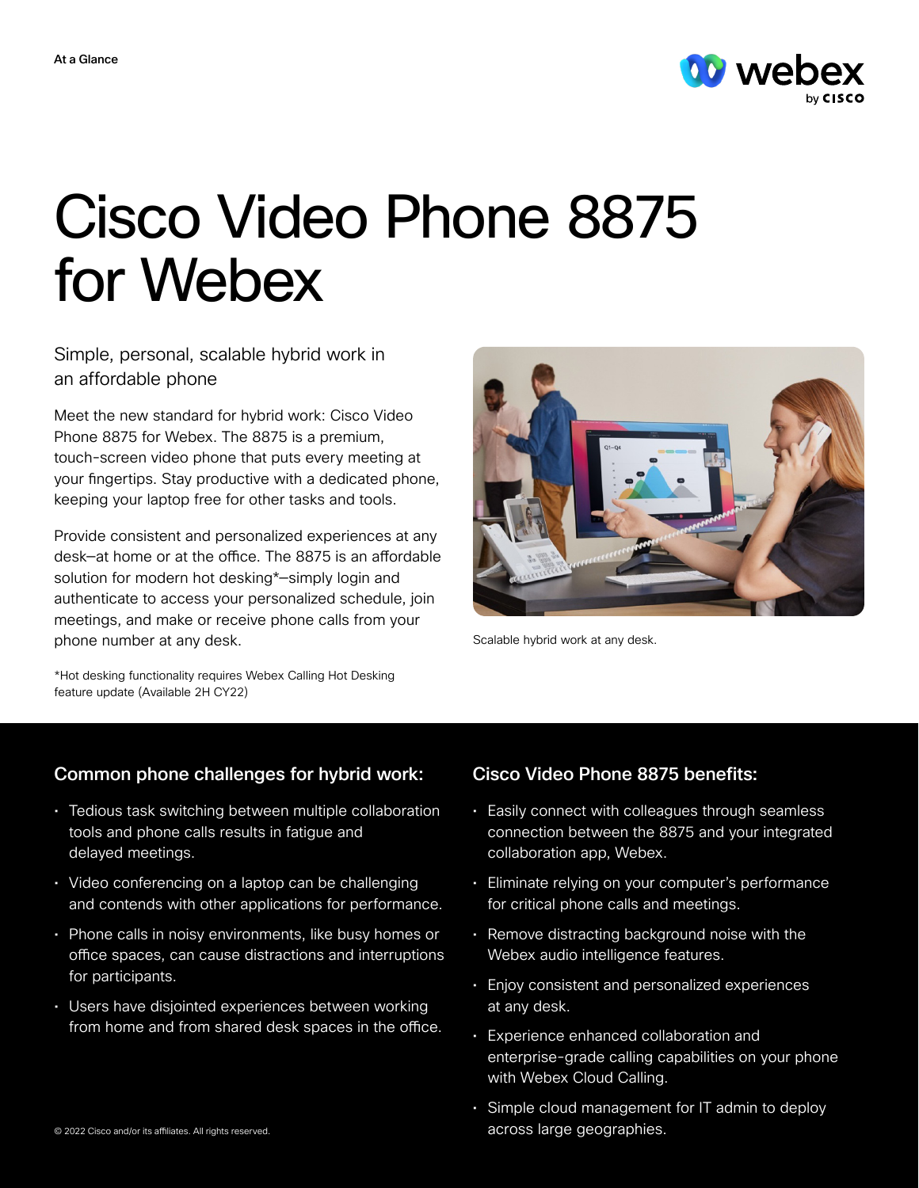At a Glance

# Cisco Video Phone 8875 for Webex

## Simple, personal, scalable hybrid work in an affordable phone

Meet the new standard for hybrid work: Cisco Video Phone 8875 for Webex. The 8875 is a premium, touch-screen video phone that puts every meeting at your fingertips. Stay productive with a dedicated phone, keeping your laptop free for other tasks and tools.

Provide consistent and personalized experiences at any desk–at home or at the office. The 8875 is an affordable solution for modern hot desking*–simply login and authenticate to access your personalized schedule, join meetings, and make or receive phone calls from your phone number at any desk.

*Hot desking functionality requires Webex Calling Hot Desking feature update (Available 2H CY22)

Scalable hybrid work at any desk.

### Common phone challenges for hybrid work:

- Tedious task switching between multiple collaboration tools and phone calls results in fatigue and delayed meetings.
- Video conferencing on a laptop can be challenging and contends with other applications for performance.
- Phone calls in noisy environments, like busy homes or office spaces, can cause distractions and interruptions for participants.
- Users have disjointed experiences between working from home and from shared desk spaces in the office.

### Cisco Video Phone 8875 benefits:

- Easily connect with colleagues through seamless connection between the 8875 and your integrated collaboration app, Webex.
- Eliminate relying on your computer's performance for critical phone calls and meetings.
- Remove distracting background noise with the Webex audio intelligence features.
- Enjoy consistent and personalized experiences at any desk.
- Experience enhanced collaboration and enterprise-grade calling capabilities on your phone with Webex Cloud Calling.
- Simple cloud management for IT admin to deploy across large geographies.

© 2022 Cisco and/or its affiliates. All rights reserved.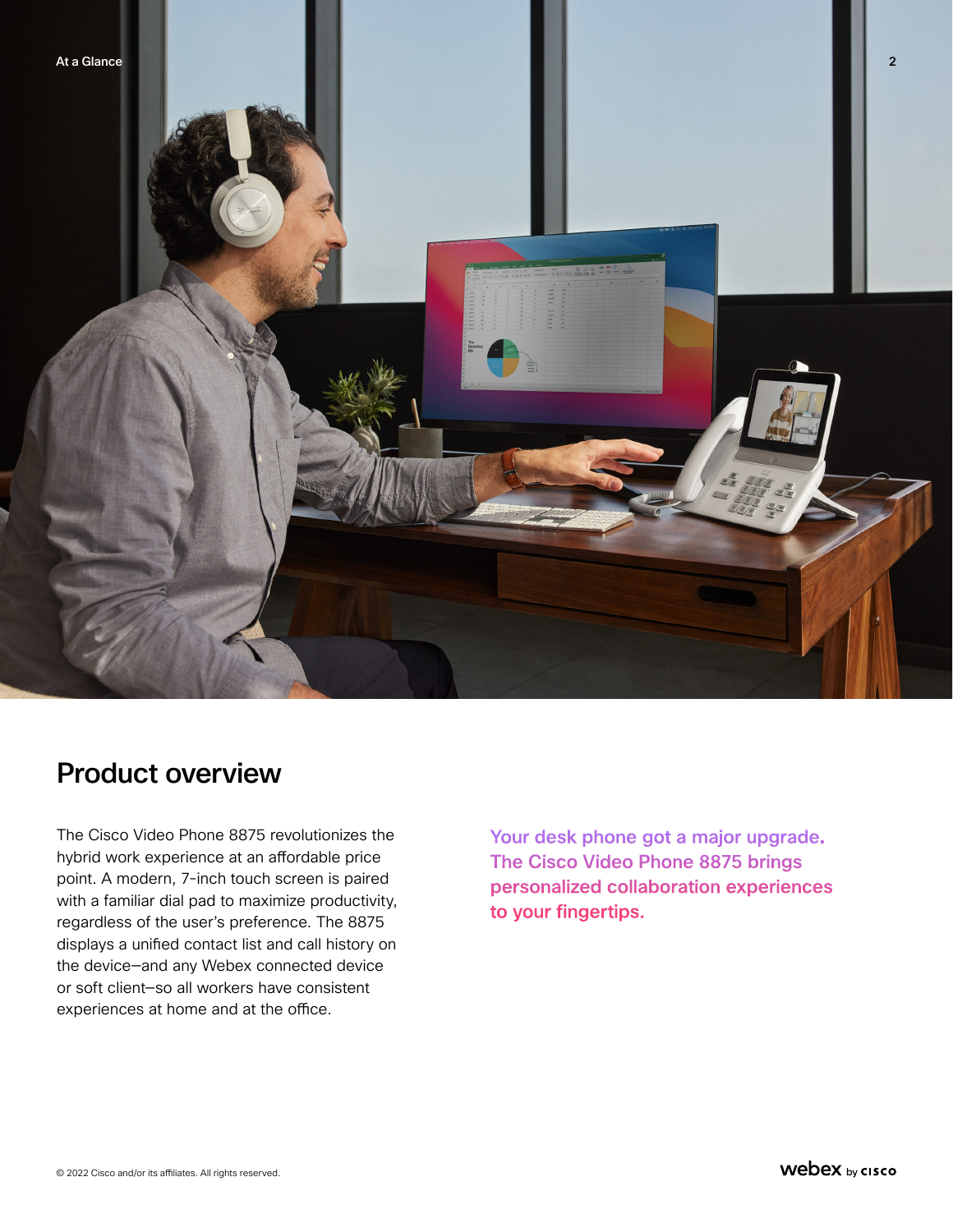## Product overview

The Cisco Video Phone 8875 revolutionizes the hybrid work experience at an affordable price point. A modern, 7-inch touch screen is paired with a familiar dial pad to maximize productivity, regardless of the user's preference. The 8875 displays a unified contact list and call history on the device—and any Webex connected device or soft client—so all workers have consistent experiences at home and at the office.

**Your desk phone got a major upgrade. The Cisco Video Phone 8875 brings personalized collaboration experiences to your fingertips.**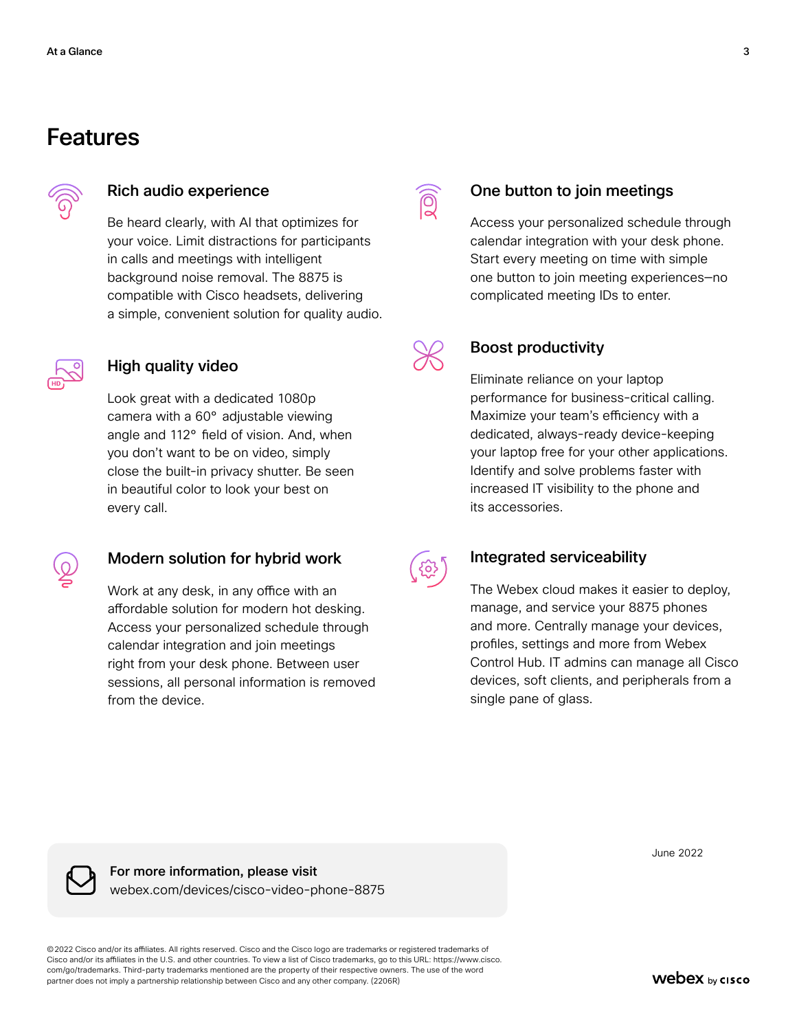# Features

### Rich audio experience

Be heard clearly, with AI that optimizes for your voice. Limit distractions for participants in calls and meetings with intelligent background noise removal. The 8875 is compatible with Cisco headsets, delivering a simple, convenient solution for quality audio.

### High quality video

Look great with a dedicated 1080p camera with a 60° adjustable viewing angle and 112° field of vision. And, when you don't want to be on video, simply close the built-in privacy shutter. Be seen in beautiful color to look your best on every call.

### Modern solution for hybrid work

Work at any desk, in any office with an affordable solution for modern hot desking. Access your personalized schedule through calendar integration and join meetings right from your desk phone. Between user sessions, all personal information is removed from the device.

### One button to join meetings

Access your personalized schedule through calendar integration with your desk phone. Start every meeting on time with simple one button to join meeting experiences—no complicated meeting IDs to enter.

### Boost productivity

Eliminate reliance on your laptop performance for business-critical calling. Maximize your team's efficiency with a dedicated, always-ready device-keeping your laptop free for your other applications. Identify and solve problems faster with increased IT visibility to the phone and its accessories.

### Integrated serviceability

The Webex cloud makes it easier to deploy, manage, and service your 8875 phones and more. Centrally manage your devices, profiles, settings and more from Webex Control Hub. IT admins can manage all Cisco devices, soft clients, and peripherals from a single pane of glass.

**For more information, please visit**
webex.com/devices/cisco-video-phone-8875

June 2022

©2022 Cisco and/or its affiliates. All rights reserved. Cisco and the Cisco logo are trademarks or registered trademarks of Cisco and/or its affiliates in the U.S. and other countries. To view a list of Cisco trademarks, go to this URL: https://www.cisco.com/go/trademarks. Third-party trademarks mentioned are the property of their respective owners. The use of the word partner does not imply a partnership relationship between Cisco and any other company. (2206R)

webex by cisco